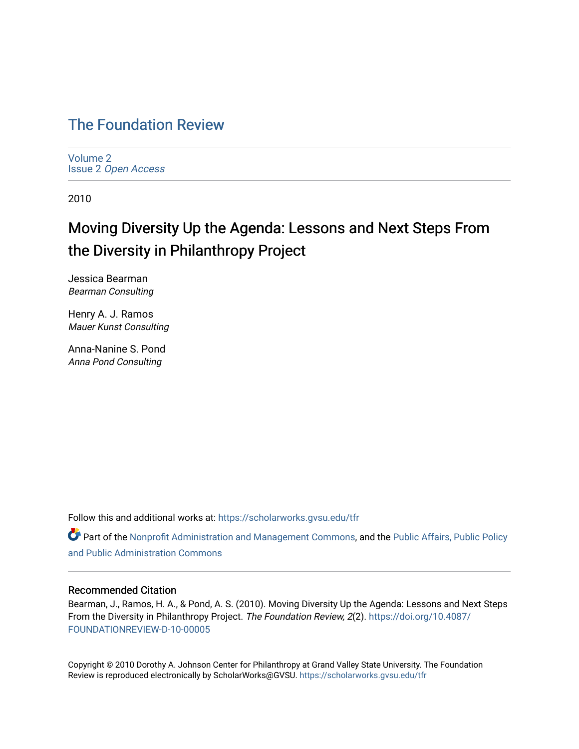# The Foundation Review

Volume 2
Issue 2 *Open Access*

2010

## Moving Diversity Up the Agenda: Lessons and Next Steps From the Diversity in Philanthropy Project

Jessica Bearman
*Bearman Consulting*

Henry A. J. Ramos
*Mauer Kunst Consulting*

Anna-Nanine S. Pond
*Anna Pond Consulting*

Follow this and additional works at: https://scholarworks.gvsu.edu/tfr

Part of the Nonprofit Administration and Management Commons, and the Public Affairs, Public Policy and Public Administration Commons

### Recommended Citation

Bearman, J., Ramos, H. A., & Pond, A. S. (2010). Moving Diversity Up the Agenda: Lessons and Next Steps From the Diversity in Philanthropy Project. *The Foundation Review, 2*(2). https://doi.org/10.4087/FOUNDATIONREVIEW-D-10-00005

Copyright © 2010 Dorothy A. Johnson Center for Philanthropy at Grand Valley State University. The Foundation Review is reproduced electronically by ScholarWorks@GVSU. https://scholarworks.gvsu.edu/tfr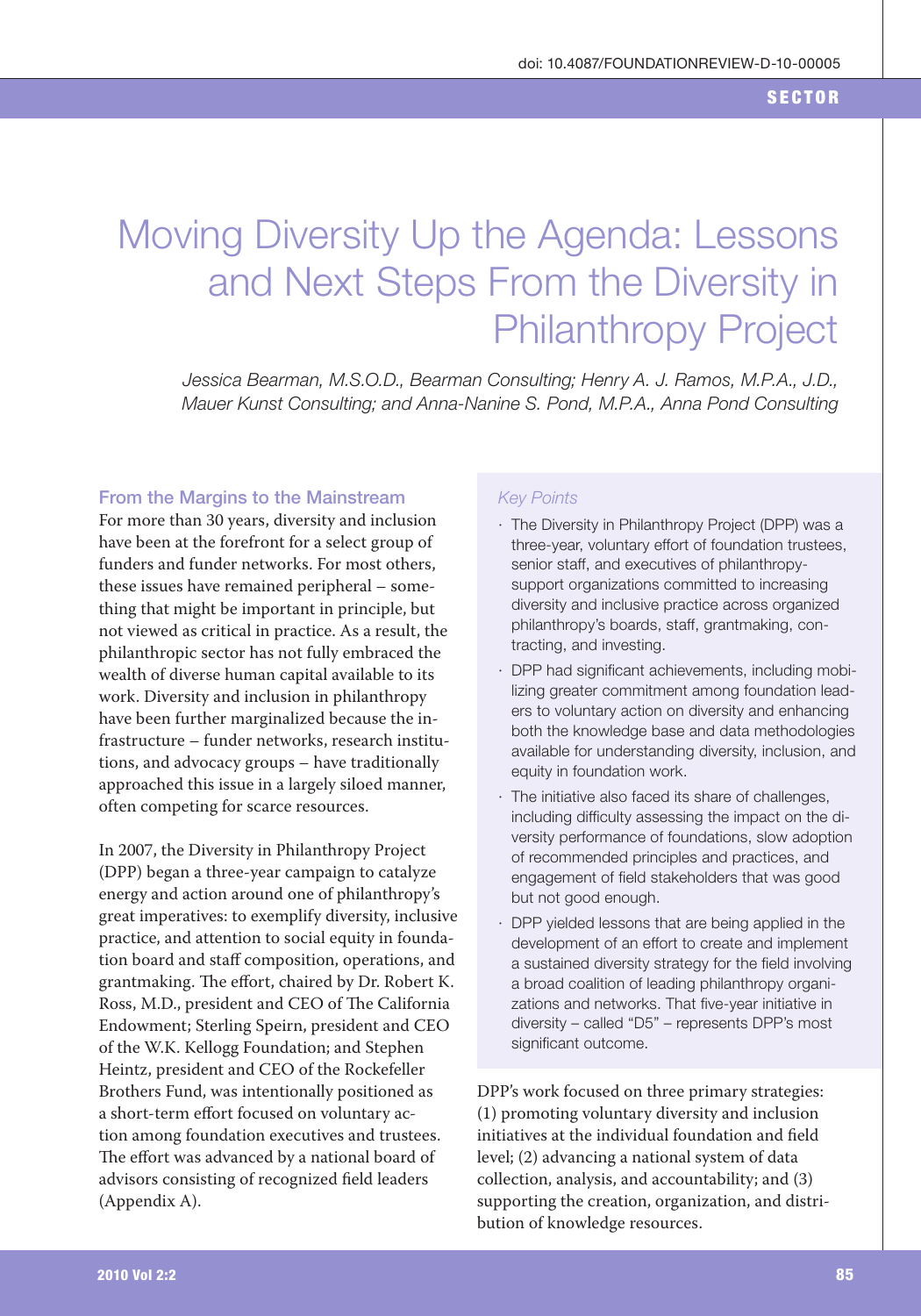# Moving Diversity Up the Agenda: Lessons and Next Steps From the Diversity in Philanthropy Project

*Jessica Bearman, M.S.O.D., Bearman Consulting; Henry A. J. Ramos, M.P.A., J.D., Mauer Kunst Consulting; and Anna-Nanine S. Pond, M.P.A., Anna Pond Consulting*

## From the Margins to the Mainstream

For more than 30 years, diversity and inclusion have been at the forefront for a select group of funders and funder networks. For most others, these issues have remained peripheral – something that might be important in principle, but not viewed as critical in practice. As a result, the philanthropic sector has not fully embraced the wealth of diverse human capital available to its work. Diversity and inclusion in philanthropy have been further marginalized because the infrastructure – funder networks, research institutions, and advocacy groups – have traditionally approached this issue in a largely siloed manner, often competing for scarce resources.

In 2007, the Diversity in Philanthropy Project (DPP) began a three-year campaign to catalyze energy and action around one of philanthropy's great imperatives: to exemplify diversity, inclusive practice, and attention to social equity in foundation board and staff composition, operations, and grantmaking. The effort, chaired by Dr. Robert K. Ross, M.D., president and CEO of The California Endowment; Sterling Speirn, president and CEO of the W.K. Kellogg Foundation; and Stephen Heintz, president and CEO of the Rockefeller Brothers Fund, was intentionally positioned as a short-term effort focused on voluntary action among foundation executives and trustees. The effort was advanced by a national board of advisors consisting of recognized field leaders (Appendix A).

*Key Points*

- The Diversity in Philanthropy Project (DPP) was a three-year, voluntary effort of foundation trustees, senior staff, and executives of philanthropy-support organizations committed to increasing diversity and inclusive practice across organized philanthropy's boards, staff, grantmaking, contracting, and investing.
- DPP had significant achievements, including mobilizing greater commitment among foundation leaders to voluntary action on diversity and enhancing both the knowledge base and data methodologies available for understanding diversity, inclusion, and equity in foundation work.
- The initiative also faced its share of challenges, including difficulty assessing the impact on the diversity performance of foundations, slow adoption of recommended principles and practices, and engagement of field stakeholders that was good but not good enough.
- DPP yielded lessons that are being applied in the development of an effort to create and implement a sustained diversity strategy for the field involving a broad coalition of leading philanthropy organizations and networks. That five-year initiative in diversity – called "D5" – represents DPP's most significant outcome.

DPP's work focused on three primary strategies: (1) promoting voluntary diversity and inclusion initiatives at the individual foundation and field level; (2) advancing a national system of data collection, analysis, and accountability; and (3) supporting the creation, organization, and distribution of knowledge resources.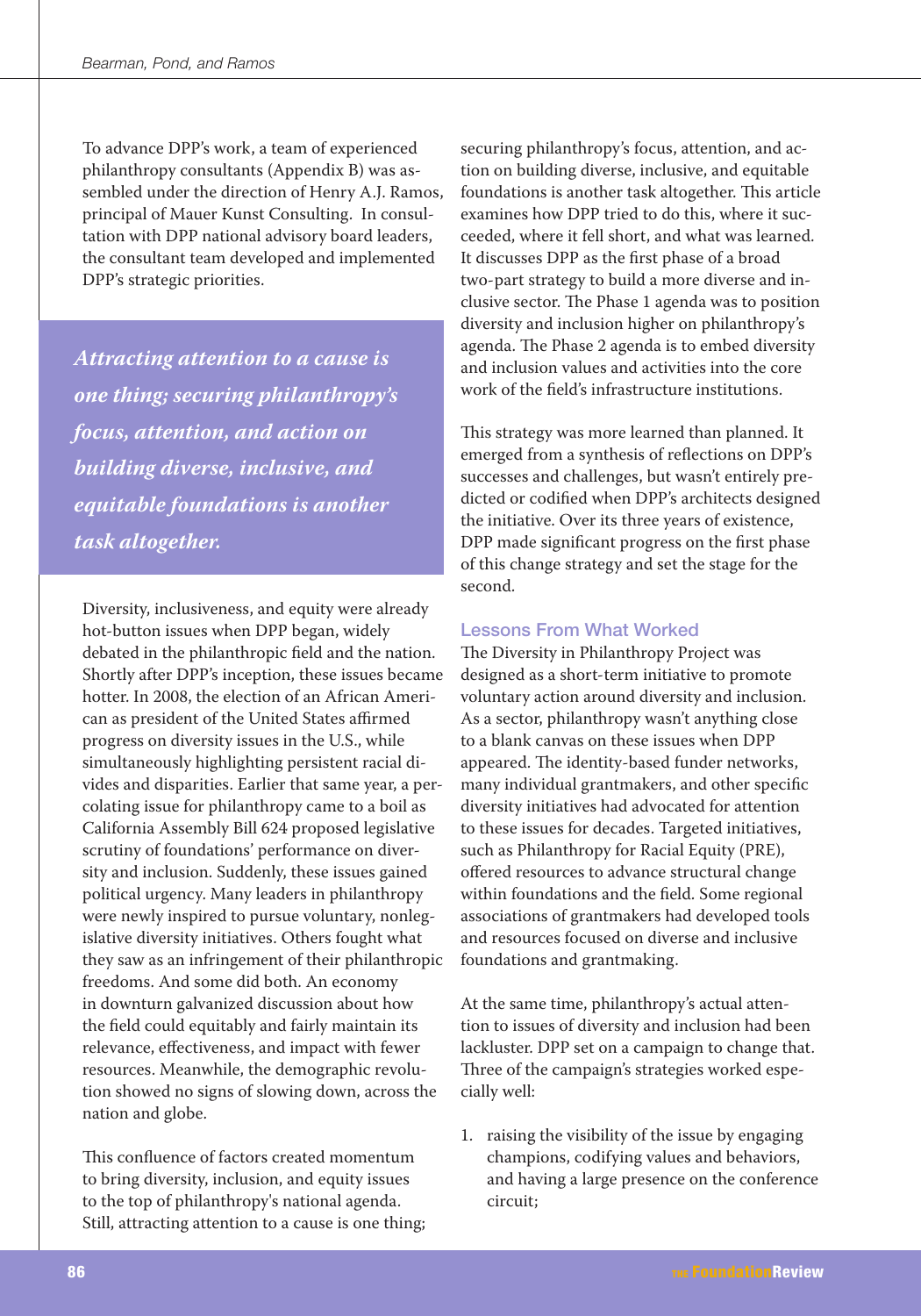To advance DPP's work, a team of experienced philanthropy consultants (Appendix B) was assembled under the direction of Henry A.J. Ramos, principal of Mauer Kunst Consulting. In consultation with DPP national advisory board leaders, the consultant team developed and implemented DPP's strategic priorities.

> ***Attracting attention to a cause is one thing; securing philanthropy's focus, attention, and action on building diverse, inclusive, and equitable foundations is another task altogether.***

Diversity, inclusiveness, and equity were already hot-button issues when DPP began, widely debated in the philanthropic field and the nation. Shortly after DPP's inception, these issues became hotter. In 2008, the election of an African American as president of the United States affirmed progress on diversity issues in the U.S., while simultaneously highlighting persistent racial divides and disparities. Earlier that same year, a percolating issue for philanthropy came to a boil as California Assembly Bill 624 proposed legislative scrutiny of foundations' performance on diversity and inclusion. Suddenly, these issues gained political urgency. Many leaders in philanthropy were newly inspired to pursue voluntary, nonlegislative diversity initiatives. Others fought what they saw as an infringement of their philanthropic freedoms. And some did both. An economy in downturn galvanized discussion about how the field could equitably and fairly maintain its relevance, effectiveness, and impact with fewer resources. Meanwhile, the demographic revolution showed no signs of slowing down, across the nation and globe.

This confluence of factors created momentum to bring diversity, inclusion, and equity issues to the top of philanthropy's national agenda. Still, attracting attention to a cause is one thing; securing philanthropy's focus, attention, and action on building diverse, inclusive, and equitable foundations is another task altogether. This article examines how DPP tried to do this, where it succeeded, where it fell short, and what was learned. It discusses DPP as the first phase of a broad two-part strategy to build a more diverse and inclusive sector. The Phase 1 agenda was to position diversity and inclusion higher on philanthropy's agenda. The Phase 2 agenda is to embed diversity and inclusion values and activities into the core work of the field's infrastructure institutions.

This strategy was more learned than planned. It emerged from a synthesis of reflections on DPP's successes and challenges, but wasn't entirely predicted or codified when DPP's architects designed the initiative. Over its three years of existence, DPP made significant progress on the first phase of this change strategy and set the stage for the second.

## Lessons From What Worked

The Diversity in Philanthropy Project was designed as a short-term initiative to promote voluntary action around diversity and inclusion. As a sector, philanthropy wasn't anything close to a blank canvas on these issues when DPP appeared. The identity-based funder networks, many individual grantmakers, and other specific diversity initiatives had advocated for attention to these issues for decades. Targeted initiatives, such as Philanthropy for Racial Equity (PRE), offered resources to advance structural change within foundations and the field. Some regional associations of grantmakers had developed tools and resources focused on diverse and inclusive foundations and grantmaking.

At the same time, philanthropy's actual attention to issues of diversity and inclusion had been lackluster. DPP set on a campaign to change that. Three of the campaign's strategies worked especially well:

1. raising the visibility of the issue by engaging champions, codifying values and behaviors, and having a large presence on the conference circuit;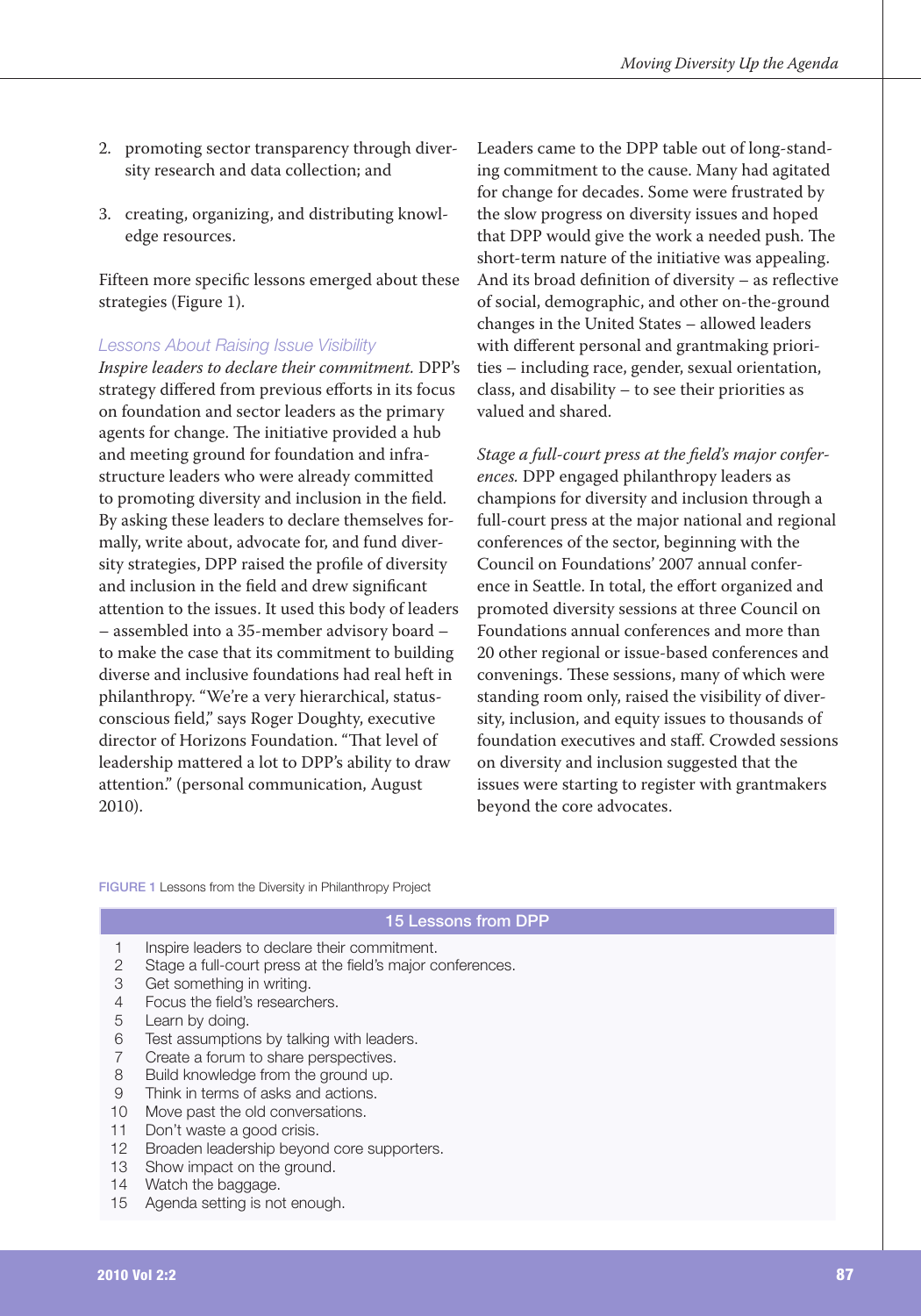2. promoting sector transparency through diversity research and data collection; and

3. creating, organizing, and distributing knowledge resources.

Fifteen more specific lessons emerged about these strategies (Figure 1).

### Lessons About Raising Issue Visibility

*Inspire leaders to declare their commitment.* DPP's strategy differed from previous efforts in its focus on foundation and sector leaders as the primary agents for change. The initiative provided a hub and meeting ground for foundation and infrastructure leaders who were already committed to promoting diversity and inclusion in the field. By asking these leaders to declare themselves formally, write about, advocate for, and fund diversity strategies, DPP raised the profile of diversity and inclusion in the field and drew significant attention to the issues. It used this body of leaders – assembled into a 35-member advisory board – to make the case that its commitment to building diverse and inclusive foundations had real heft in philanthropy. "We're a very hierarchical, status-conscious field," says Roger Doughty, executive director of Horizons Foundation. "That level of leadership mattered a lot to DPP's ability to draw attention." (personal communication, August 2010).

Leaders came to the DPP table out of long-standing commitment to the cause. Many had agitated for change for decades. Some were frustrated by the slow progress on diversity issues and hoped that DPP would give the work a needed push. The short-term nature of the initiative was appealing. And its broad definition of diversity – as reflective of social, demographic, and other on-the-ground changes in the United States – allowed leaders with different personal and grantmaking priorities – including race, gender, sexual orientation, class, and disability – to see their priorities as valued and shared.

*Stage a full-court press at the field's major conferences.* DPP engaged philanthropy leaders as champions for diversity and inclusion through a full-court press at the major national and regional conferences of the sector, beginning with the Council on Foundations' 2007 annual conference in Seattle. In total, the effort organized and promoted diversity sessions at three Council on Foundations annual conferences and more than 20 other regional or issue-based conferences and convenings. These sessions, many of which were standing room only, raised the visibility of diversity, inclusion, and equity issues to thousands of foundation executives and staff. Crowded sessions on diversity and inclusion suggested that the issues were starting to register with grantmakers beyond the core advocates.

FIGURE 1 Lessons from the Diversity in Philanthropy Project

| 15 Lessons from DPP | |
|---|---|
| 1 | Inspire leaders to declare their commitment. |
| 2 | Stage a full-court press at the field's major conferences. |
| 3 | Get something in writing. |
| 4 | Focus the field's researchers. |
| 5 | Learn by doing. |
| 6 | Test assumptions by talking with leaders. |
| 7 | Create a forum to share perspectives. |
| 8 | Build knowledge from the ground up. |
| 9 | Think in terms of asks and actions. |
| 10 | Move past the old conversations. |
| 11 | Don't waste a good crisis. |
| 12 | Broaden leadership beyond core supporters. |
| 13 | Show impact on the ground. |
| 14 | Watch the baggage. |
| 15 | Agenda setting is not enough. |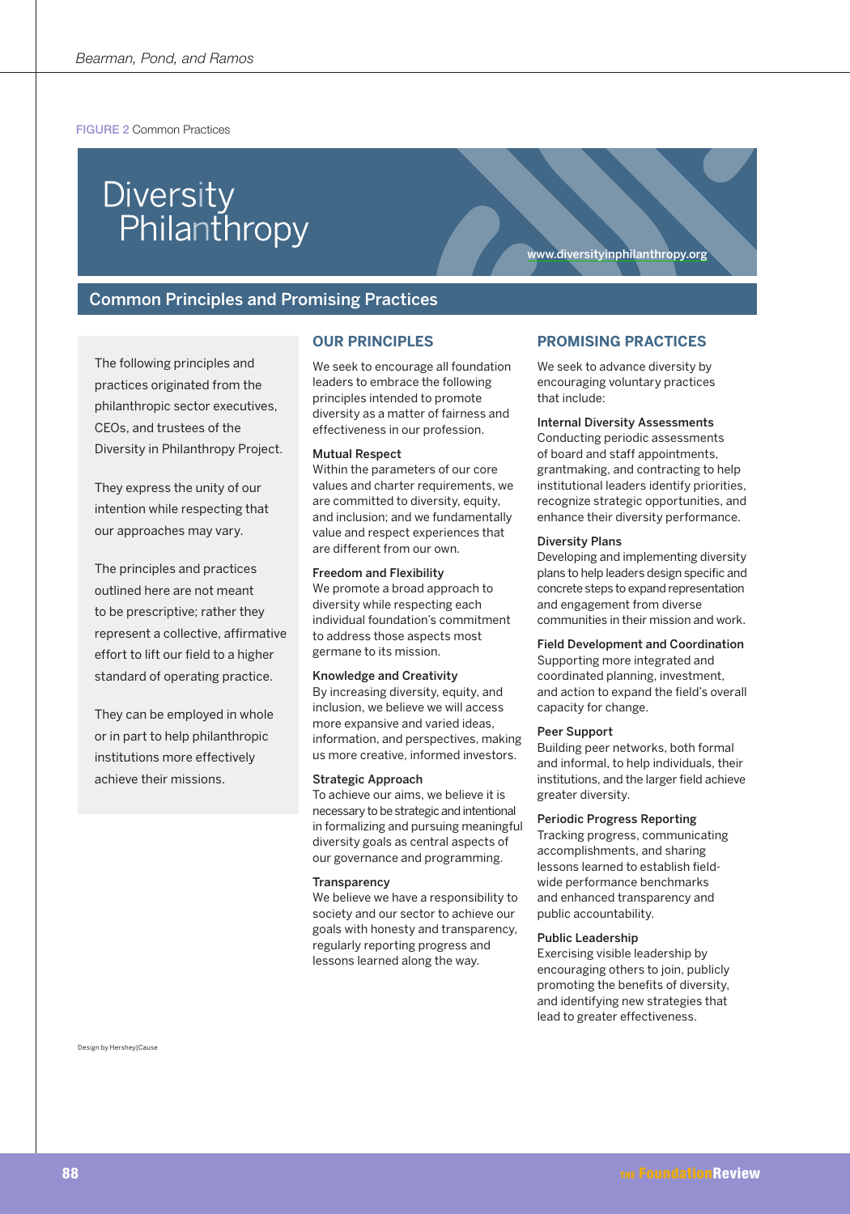FIGURE 2 Common Practices

# Diversity Philanthropy

www.diversityinphilanthropy.org

## Common Principles and Promising Practices

The following principles and practices originated from the philanthropic sector executives, CEOs, and trustees of the Diversity in Philanthropy Project.

They express the unity of our intention while respecting that our approaches may vary.

The principles and practices outlined here are not meant to be prescriptive; rather they represent a collective, affirmative effort to lift our field to a higher standard of operating practice.

They can be employed in whole or in part to help philanthropic institutions more effectively achieve their missions.

### OUR PRINCIPLES

We seek to encourage all foundation leaders to embrace the following principles intended to promote diversity as a matter of fairness and effectiveness in our profession.

**Mutual Respect**
Within the parameters of our core values and charter requirements, we are committed to diversity, equity, and inclusion; and we fundamentally value and respect experiences that are different from our own.

**Freedom and Flexibility**
We promote a broad approach to diversity while respecting each individual foundation's commitment to address those aspects most germane to its mission.

**Knowledge and Creativity**
By increasing diversity, equity, and inclusion, we believe we will access more expansive and varied ideas, information, and perspectives, making us more creative, informed investors.

**Strategic Approach**
To achieve our aims, we believe it is necessary to be strategic and intentional in formalizing and pursuing meaningful diversity goals as central aspects of our governance and programming.

**Transparency**
We believe we have a responsibility to society and our sector to achieve our goals with honesty and transparency, regularly reporting progress and lessons learned along the way.

### PROMISING PRACTICES

We seek to advance diversity by encouraging voluntary practices that include:

**Internal Diversity Assessments**
Conducting periodic assessments of board and staff appointments, grantmaking, and contracting to help institutional leaders identify priorities, recognize strategic opportunities, and enhance their diversity performance.

**Diversity Plans**
Developing and implementing diversity plans to help leaders design specific and concrete steps to expand representation and engagement from diverse communities in their mission and work.

**Field Development and Coordination**
Supporting more integrated and coordinated planning, investment, and action to expand the field's overall capacity for change.

**Peer Support**
Building peer networks, both formal and informal, to help individuals, their institutions, and the larger field achieve greater diversity.

**Periodic Progress Reporting**
Tracking progress, communicating accomplishments, and sharing lessons learned to establish field-wide performance benchmarks and enhanced transparency and public accountability.

**Public Leadership**
Exercising visible leadership by encouraging others to join, publicly promoting the benefits of diversity, and identifying new strategies that lead to greater effectiveness.

Design by Hershey|Cause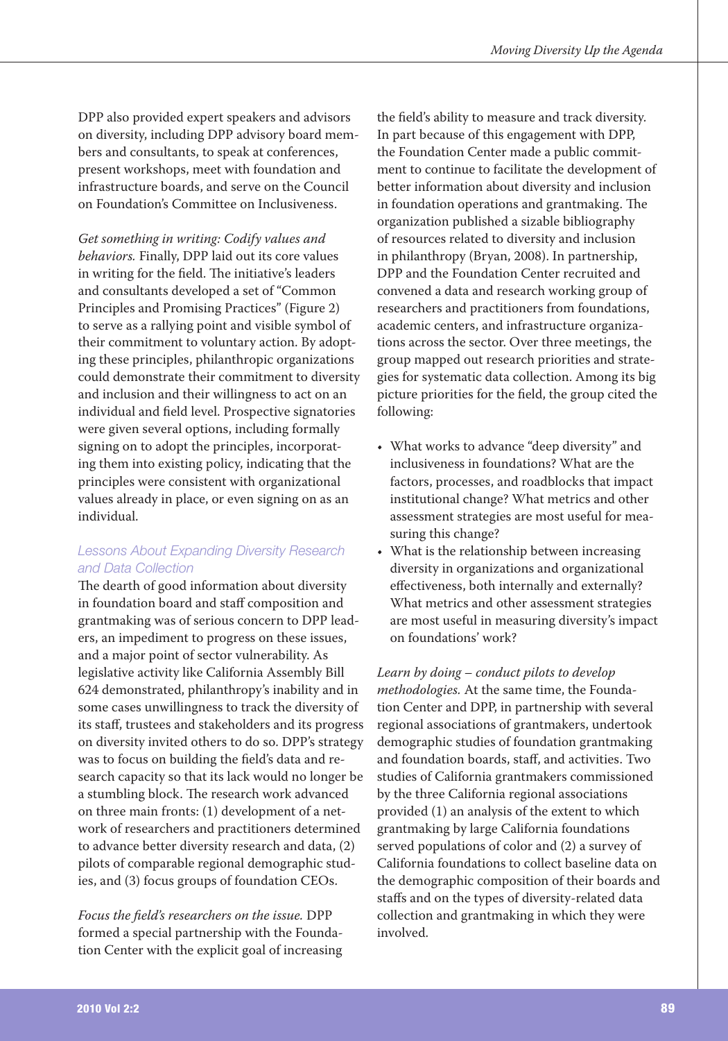DPP also provided expert speakers and advisors on diversity, including DPP advisory board members and consultants, to speak at conferences, present workshops, meet with foundation and infrastructure boards, and serve on the Council on Foundation's Committee on Inclusiveness.

*Get something in writing: Codify values and behaviors.* Finally, DPP laid out its core values in writing for the field. The initiative's leaders and consultants developed a set of "Common Principles and Promising Practices" (Figure 2) to serve as a rallying point and visible symbol of their commitment to voluntary action. By adopting these principles, philanthropic organizations could demonstrate their commitment to diversity and inclusion and their willingness to act on an individual and field level. Prospective signatories were given several options, including formally signing on to adopt the principles, incorporating them into existing policy, indicating that the principles were consistent with organizational values already in place, or even signing on as an individual.

### Lessons About Expanding Diversity Research and Data Collection

The dearth of good information about diversity in foundation board and staff composition and grantmaking was of serious concern to DPP leaders, an impediment to progress on these issues, and a major point of sector vulnerability. As legislative activity like California Assembly Bill 624 demonstrated, philanthropy's inability and in some cases unwillingness to track the diversity of its staff, trustees and stakeholders and its progress on diversity invited others to do so. DPP's strategy was to focus on building the field's data and research capacity so that its lack would no longer be a stumbling block. The research work advanced on three main fronts: (1) development of a network of researchers and practitioners determined to advance better diversity research and data, (2) pilots of comparable regional demographic studies, and (3) focus groups of foundation CEOs.

*Focus the field's researchers on the issue.* DPP formed a special partnership with the Foundation Center with the explicit goal of increasing the field's ability to measure and track diversity. In part because of this engagement with DPP, the Foundation Center made a public commitment to continue to facilitate the development of better information about diversity and inclusion in foundation operations and grantmaking. The organization published a sizable bibliography of resources related to diversity and inclusion in philanthropy (Bryan, 2008). In partnership, DPP and the Foundation Center recruited and convened a data and research working group of researchers and practitioners from foundations, academic centers, and infrastructure organizations across the sector. Over three meetings, the group mapped out research priorities and strategies for systematic data collection. Among its big picture priorities for the field, the group cited the following:

- What works to advance "deep diversity" and inclusiveness in foundations? What are the factors, processes, and roadblocks that impact institutional change? What metrics and other assessment strategies are most useful for measuring this change?
- What is the relationship between increasing diversity in organizations and organizational effectiveness, both internally and externally? What metrics and other assessment strategies are most useful in measuring diversity's impact on foundations' work?

*Learn by doing – conduct pilots to develop methodologies.* At the same time, the Foundation Center and DPP, in partnership with several regional associations of grantmakers, undertook demographic studies of foundation grantmaking and foundation boards, staff, and activities. Two studies of California grantmakers commissioned by the three California regional associations provided (1) an analysis of the extent to which grantmaking by large California foundations served populations of color and (2) a survey of California foundations to collect baseline data on the demographic composition of their boards and staffs and on the types of diversity-related data collection and grantmaking in which they were involved.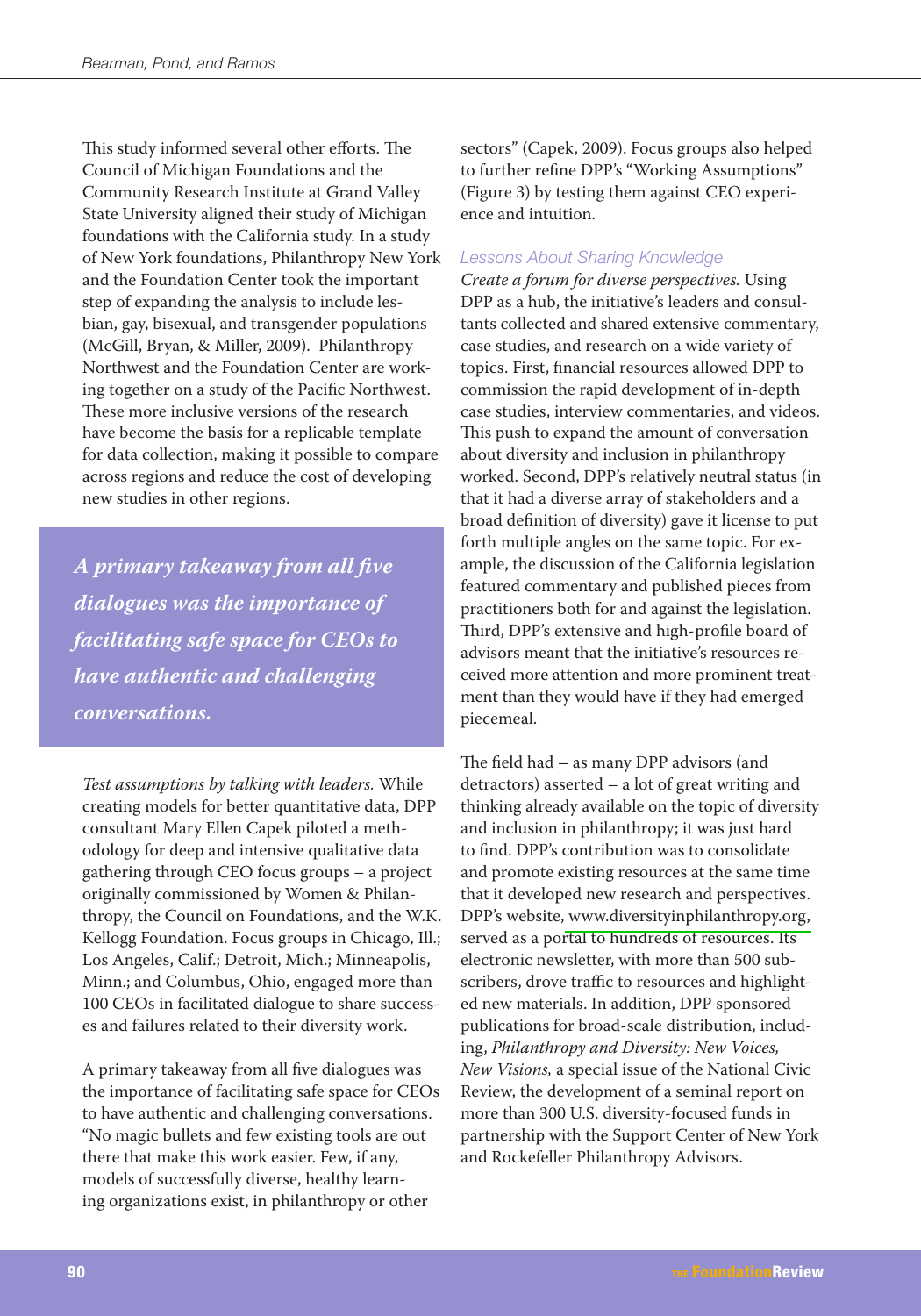This study informed several other efforts. The Council of Michigan Foundations and the Community Research Institute at Grand Valley State University aligned their study of Michigan foundations with the California study. In a study of New York foundations, Philanthropy New York and the Foundation Center took the important step of expanding the analysis to include lesbian, gay, bisexual, and transgender populations (McGill, Bryan, & Miller, 2009). Philanthropy Northwest and the Foundation Center are working together on a study of the Pacific Northwest. These more inclusive versions of the research have become the basis for a replicable template for data collection, making it possible to compare across regions and reduce the cost of developing new studies in other regions.

> *A primary takeaway from all five dialogues was the importance of facilitating safe space for CEOs to have authentic and challenging conversations.*

*Test assumptions by talking with leaders.* While creating models for better quantitative data, DPP consultant Mary Ellen Capek piloted a methodology for deep and intensive qualitative data gathering through CEO focus groups – a project originally commissioned by Women & Philanthropy, the Council on Foundations, and the W.K. Kellogg Foundation. Focus groups in Chicago, Ill.; Los Angeles, Calif.; Detroit, Mich.; Minneapolis, Minn.; and Columbus, Ohio, engaged more than 100 CEOs in facilitated dialogue to share successes and failures related to their diversity work.

A primary takeaway from all five dialogues was the importance of facilitating safe space for CEOs to have authentic and challenging conversations. "No magic bullets and few existing tools are out there that make this work easier. Few, if any, models of successfully diverse, healthy learning organizations exist, in philanthropy or other sectors" (Capek, 2009). Focus groups also helped to further refine DPP's "Working Assumptions" (Figure 3) by testing them against CEO experience and intuition.

### Lessons About Sharing Knowledge

*Create a forum for diverse perspectives.* Using DPP as a hub, the initiative's leaders and consultants collected and shared extensive commentary, case studies, and research on a wide variety of topics. First, financial resources allowed DPP to commission the rapid development of in-depth case studies, interview commentaries, and videos. This push to expand the amount of conversation about diversity and inclusion in philanthropy worked. Second, DPP's relatively neutral status (in that it had a diverse array of stakeholders and a broad definition of diversity) gave it license to put forth multiple angles on the same topic. For example, the discussion of the California legislation featured commentary and published pieces from practitioners both for and against the legislation. Third, DPP's extensive and high-profile board of advisors meant that the initiative's resources received more attention and more prominent treatment than they would have if they had emerged piecemeal.

The field had – as many DPP advisors (and detractors) asserted – a lot of great writing and thinking already available on the topic of diversity and inclusion in philanthropy; it was just hard to find. DPP's contribution was to consolidate and promote existing resources at the same time that it developed new research and perspectives. DPP's website, www.diversityinphilanthropy.org, served as a portal to hundreds of resources. Its electronic newsletter, with more than 500 subscribers, drove traffic to resources and highlighted new materials. In addition, DPP sponsored publications for broad-scale distribution, including, *Philanthropy and Diversity: New Voices, New Visions,* a special issue of the National Civic Review, the development of a seminal report on more than 300 U.S. diversity-focused funds in partnership with the Support Center of New York and Rockefeller Philanthropy Advisors.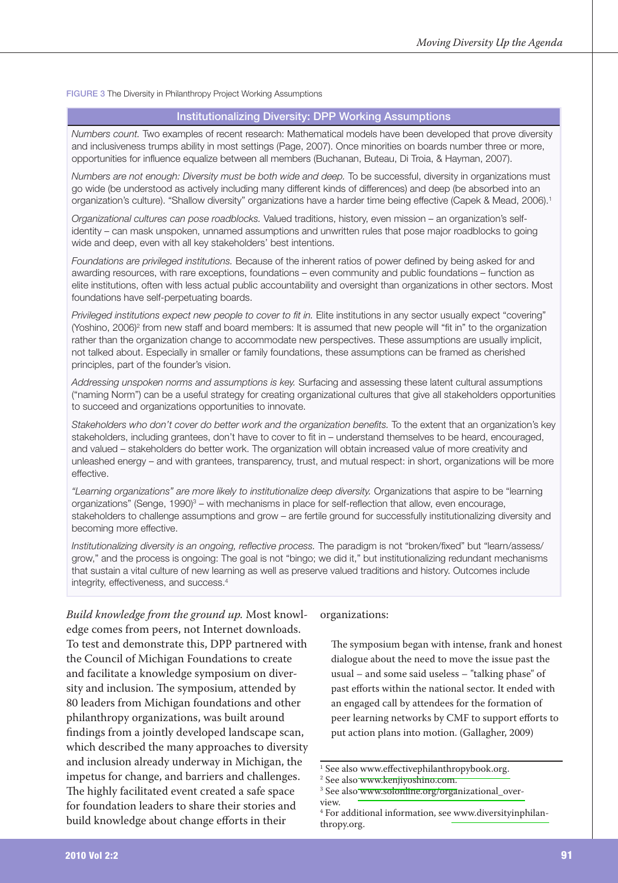**FIGURE 3** The Diversity in Philanthropy Project Working Assumptions

**Institutionalizing Diversity: DPP Working Assumptions**

*Numbers count.* Two examples of recent research: Mathematical models have been developed that prove diversity and inclusiveness trumps ability in most settings (Page, 2007). Once minorities on boards number three or more, opportunities for influence equalize between all members (Buchanan, Buteau, Di Troia, & Hayman, 2007).

*Numbers are not enough: Diversity must be both wide and deep.* To be successful, diversity in organizations must go wide (be understood as actively including many different kinds of differences) and deep (be absorbed into an organization's culture). "Shallow diversity" organizations have a harder time being effective (Capek & Mead, 2006).[1]

*Organizational cultures can pose roadblocks.* Valued traditions, history, even mission – an organization's self-identity – can mask unspoken, unnamed assumptions and unwritten rules that pose major roadblocks to going wide and deep, even with all key stakeholders' best intentions.

*Foundations are privileged institutions.* Because of the inherent ratios of power defined by being asked for and awarding resources, with rare exceptions, foundations – even community and public foundations – function as elite institutions, often with less actual public accountability and oversight than organizations in other sectors. Most foundations have self-perpetuating boards.

*Privileged institutions expect new people to cover to fit in.* Elite institutions in any sector usually expect "covering" (Yoshino, 2006)[2] from new staff and board members: It is assumed that new people will "fit in" to the organization rather than the organization change to accommodate new perspectives. These assumptions are usually implicit, not talked about. Especially in smaller or family foundations, these assumptions can be framed as cherished principles, part of the founder's vision.

*Addressing unspoken norms and assumptions is key.* Surfacing and assessing these latent cultural assumptions ("naming Norm") can be a useful strategy for creating organizational cultures that give all stakeholders opportunities to succeed and organizations opportunities to innovate.

*Stakeholders who don't cover do better work and the organization benefits.* To the extent that an organization's key stakeholders, including grantees, don't have to cover to fit in – understand themselves to be heard, encouraged, and valued – stakeholders do better work. The organization will obtain increased value of more creativity and unleashed energy – and with grantees, transparency, trust, and mutual respect: in short, organizations will be more effective.

*"Learning organizations" are more likely to institutionalize deep diversity.* Organizations that aspire to be "learning organizations" (Senge, 1990)[3] – with mechanisms in place for self-reflection that allow, even encourage, stakeholders to challenge assumptions and grow – are fertile ground for successfully institutionalizing diversity and becoming more effective.

*Institutionalizing diversity is an ongoing, reflective process.* The paradigm is not "broken/fixed" but "learn/assess/grow," and the process is ongoing: The goal is not "bingo; we did it," but institutionalizing redundant mechanisms that sustain a vital culture of new learning as well as preserve valued traditions and history. Outcomes include integrity, effectiveness, and success.[4]

*Build knowledge from the ground up.* Most knowledge comes from peers, not Internet downloads. To test and demonstrate this, DPP partnered with the Council of Michigan Foundations to create and facilitate a knowledge symposium on diversity and inclusion. The symposium, attended by 80 leaders from Michigan foundations and other philanthropy organizations, was built around findings from a jointly developed landscape scan, which described the many approaches to diversity and inclusion already underway in Michigan, the impetus for change, and barriers and challenges. The highly facilitated event created a safe space for foundation leaders to share their stories and build knowledge about change efforts in their organizations:

> The symposium began with intense, frank and honest dialogue about the need to move the issue past the usual – and some said useless – "talking phase" of past efforts within the national sector. It ended with an engaged call by attendees for the formation of peer learning networks by CMF to support efforts to put action plans into motion. (Gallagher, 2009)

---

[1] See also www.effectivephilanthropybook.org.
[2] See also www.kenjiyoshino.com.
[3] See also www.solonline.org/organizational_overview.
[4] For additional information, see www.diversityinphilanthropy.org.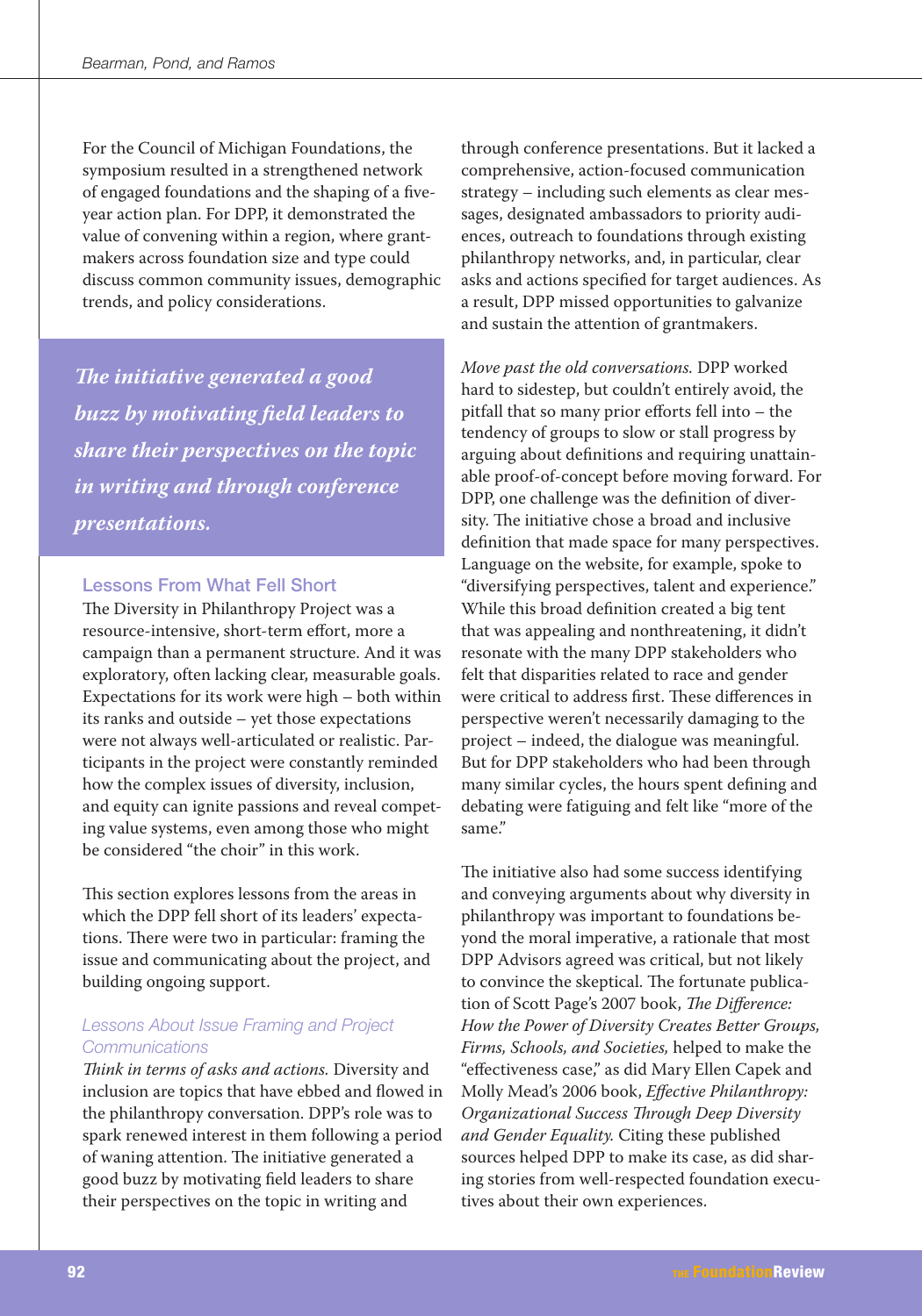For the Council of Michigan Foundations, the symposium resulted in a strengthened network of engaged foundations and the shaping of a five-year action plan. For DPP, it demonstrated the value of convening within a region, where grantmakers across foundation size and type could discuss common community issues, demographic trends, and policy considerations.

***The initiative generated a good buzz by motivating field leaders to share their perspectives on the topic in writing and through conference presentations.***

## Lessons From What Fell Short

The Diversity in Philanthropy Project was a resource-intensive, short-term effort, more a campaign than a permanent structure. And it was exploratory, often lacking clear, measurable goals. Expectations for its work were high – both within its ranks and outside – yet those expectations were not always well-articulated or realistic. Participants in the project were constantly reminded how the complex issues of diversity, inclusion, and equity can ignite passions and reveal competing value systems, even among those who might be considered "the choir" in this work.

This section explores lessons from the areas in which the DPP fell short of its leaders' expectations. There were two in particular: framing the issue and communicating about the project, and building ongoing support.

### *Lessons About Issue Framing and Project Communications*

*Think in terms of asks and actions.* Diversity and inclusion are topics that have ebbed and flowed in the philanthropy conversation. DPP's role was to spark renewed interest in them following a period of waning attention. The initiative generated a good buzz by motivating field leaders to share their perspectives on the topic in writing and through conference presentations. But it lacked a comprehensive, action-focused communication strategy – including such elements as clear messages, designated ambassadors to priority audiences, outreach to foundations through existing philanthropy networks, and, in particular, clear asks and actions specified for target audiences. As a result, DPP missed opportunities to galvanize and sustain the attention of grantmakers.

*Move past the old conversations.* DPP worked hard to sidestep, but couldn't entirely avoid, the pitfall that so many prior efforts fell into – the tendency of groups to slow or stall progress by arguing about definitions and requiring unattainable proof-of-concept before moving forward. For DPP, one challenge was the definition of diversity. The initiative chose a broad and inclusive definition that made space for many perspectives. Language on the website, for example, spoke to "diversifying perspectives, talent and experience." While this broad definition created a big tent that was appealing and nonthreatening, it didn't resonate with the many DPP stakeholders who felt that disparities related to race and gender were critical to address first. These differences in perspective weren't necessarily damaging to the project – indeed, the dialogue was meaningful. But for DPP stakeholders who had been through many similar cycles, the hours spent defining and debating were fatiguing and felt like "more of the same."

The initiative also had some success identifying and conveying arguments about why diversity in philanthropy was important to foundations beyond the moral imperative, a rationale that most DPP Advisors agreed was critical, but not likely to convince the skeptical. The fortunate publication of Scott Page's 2007 book, *The Difference: How the Power of Diversity Creates Better Groups, Firms, Schools, and Societies,* helped to make the "effectiveness case," as did Mary Ellen Capek and Molly Mead's 2006 book, *Effective Philanthropy: Organizational Success Through Deep Diversity and Gender Equality.* Citing these published sources helped DPP to make its case, as did sharing stories from well-respected foundation executives about their own experiences.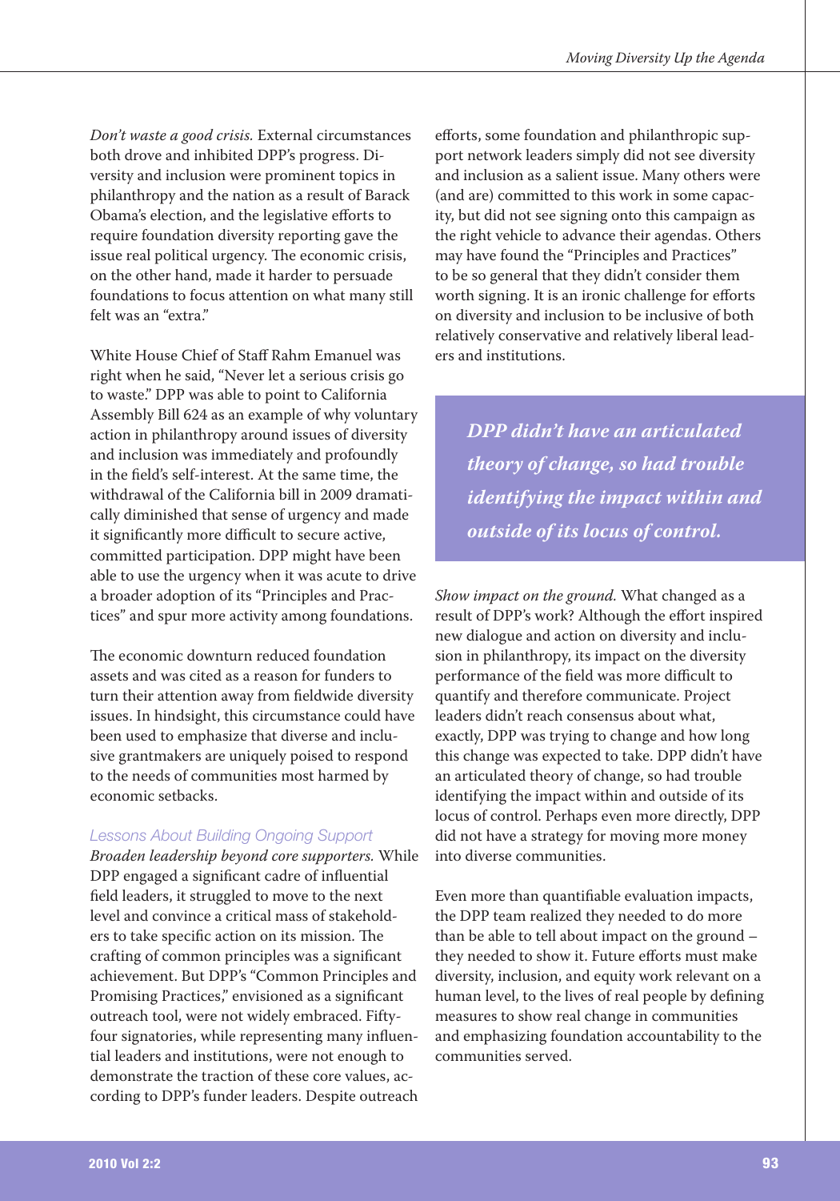*Don't waste a good crisis.* External circumstances both drove and inhibited DPP's progress. Diversity and inclusion were prominent topics in philanthropy and the nation as a result of Barack Obama's election, and the legislative efforts to require foundation diversity reporting gave the issue real political urgency. The economic crisis, on the other hand, made it harder to persuade foundations to focus attention on what many still felt was an "extra."

White House Chief of Staff Rahm Emanuel was right when he said, "Never let a serious crisis go to waste." DPP was able to point to California Assembly Bill 624 as an example of why voluntary action in philanthropy around issues of diversity and inclusion was immediately and profoundly in the field's self-interest. At the same time, the withdrawal of the California bill in 2009 dramatically diminished that sense of urgency and made it significantly more difficult to secure active, committed participation. DPP might have been able to use the urgency when it was acute to drive a broader adoption of its "Principles and Practices" and spur more activity among foundations.

The economic downturn reduced foundation assets and was cited as a reason for funders to turn their attention away from fieldwide diversity issues. In hindsight, this circumstance could have been used to emphasize that diverse and inclusive grantmakers are uniquely poised to respond to the needs of communities most harmed by economic setbacks.

### Lessons About Building Ongoing Support

*Broaden leadership beyond core supporters.* While DPP engaged a significant cadre of influential field leaders, it struggled to move to the next level and convince a critical mass of stakeholders to take specific action on its mission. The crafting of common principles was a significant achievement. But DPP's "Common Principles and Promising Practices," envisioned as a significant outreach tool, were not widely embraced. Fifty-four signatories, while representing many influential leaders and institutions, were not enough to demonstrate the traction of these core values, according to DPP's funder leaders. Despite outreach efforts, some foundation and philanthropic support network leaders simply did not see diversity and inclusion as a salient issue. Many others were (and are) committed to this work in some capacity, but did not see signing onto this campaign as the right vehicle to advance their agendas. Others may have found the "Principles and Practices" to be so general that they didn't consider them worth signing. It is an ironic challenge for efforts on diversity and inclusion to be inclusive of both relatively conservative and relatively liberal leaders and institutions.

> ***DPP didn't have an articulated theory of change, so had trouble identifying the impact within and outside of its locus of control.***

*Show impact on the ground.* What changed as a result of DPP's work? Although the effort inspired new dialogue and action on diversity and inclusion in philanthropy, its impact on the diversity performance of the field was more difficult to quantify and therefore communicate. Project leaders didn't reach consensus about what, exactly, DPP was trying to change and how long this change was expected to take. DPP didn't have an articulated theory of change, so had trouble identifying the impact within and outside of its locus of control. Perhaps even more directly, DPP did not have a strategy for moving more money into diverse communities.

Even more than quantifiable evaluation impacts, the DPP team realized they needed to do more than be able to tell about impact on the ground – they needed to show it. Future efforts must make diversity, inclusion, and equity work relevant on a human level, to the lives of real people by defining measures to show real change in communities and emphasizing foundation accountability to the communities served.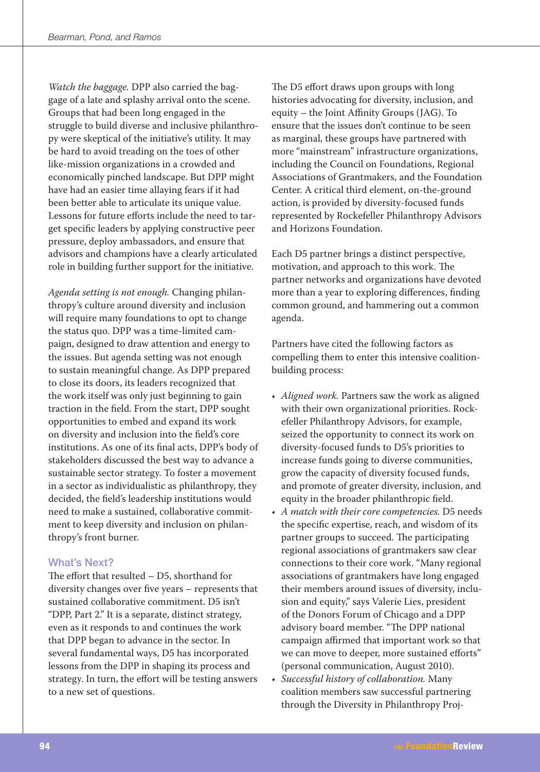*Watch the baggage.* DPP also carried the baggage of a late and splashy arrival onto the scene. Groups that had been long engaged in the struggle to build diverse and inclusive philanthropy were skeptical of the initiative's utility. It may be hard to avoid treading on the toes of other like-mission organizations in a crowded and economically pinched landscape. But DPP might have had an easier time allaying fears if it had been better able to articulate its unique value. Lessons for future efforts include the need to target specific leaders by applying constructive peer pressure, deploy ambassadors, and ensure that advisors and champions have a clearly articulated role in building further support for the initiative.

*Agenda setting is not enough.* Changing philanthropy's culture around diversity and inclusion will require many foundations to opt to change the status quo. DPP was a time-limited campaign, designed to draw attention and energy to the issues. But agenda setting was not enough to sustain meaningful change. As DPP prepared to close its doors, its leaders recognized that the work itself was only just beginning to gain traction in the field. From the start, DPP sought opportunities to embed and expand its work on diversity and inclusion into the field's core institutions. As one of its final acts, DPP's body of stakeholders discussed the best way to advance a sustainable sector strategy. To foster a movement in a sector as individualistic as philanthropy, they decided, the field's leadership institutions would need to make a sustained, collaborative commitment to keep diversity and inclusion on philanthropy's front burner.

### What's Next?

The effort that resulted – D5, shorthand for diversity changes over five years – represents that sustained collaborative commitment. D5 isn't "DPP, Part 2." It is a separate, distinct strategy, even as it responds to and continues the work that DPP began to advance in the sector. In several fundamental ways, D5 has incorporated lessons from the DPP in shaping its process and strategy. In turn, the effort will be testing answers to a new set of questions.

The D5 effort draws upon groups with long histories advocating for diversity, inclusion, and equity – the Joint Affinity Groups (JAG). To ensure that the issues don't continue to be seen as marginal, these groups have partnered with more "mainstream" infrastructure organizations, including the Council on Foundations, Regional Associations of Grantmakers, and the Foundation Center. A critical third element, on-the-ground action, is provided by diversity-focused funds represented by Rockefeller Philanthropy Advisors and Horizons Foundation.

Each D5 partner brings a distinct perspective, motivation, and approach to this work. The partner networks and organizations have devoted more than a year to exploring differences, finding common ground, and hammering out a common agenda.

Partners have cited the following factors as compelling them to enter this intensive coalition-building process:

- *Aligned work.* Partners saw the work as aligned with their own organizational priorities. Rockefeller Philanthropy Advisors, for example, seized the opportunity to connect its work on diversity-focused funds to D5's priorities to increase funds going to diverse communities, grow the capacity of diversity focused funds, and promote of greater diversity, inclusion, and equity in the broader philanthropic field.
- *A match with their core competencies.* D5 needs the specific expertise, reach, and wisdom of its partner groups to succeed. The participating regional associations of grantmakers saw clear connections to their core work. "Many regional associations of grantmakers have long engaged their members around issues of diversity, inclusion and equity," says Valerie Lies, president of the Donors Forum of Chicago and a DPP advisory board member. "The DPP national campaign affirmed that important work so that we can move to deeper, more sustained efforts" (personal communication, August 2010).
- *Successful history of collaboration.* Many coalition members saw successful partnering through the Diversity in Philanthropy Proj-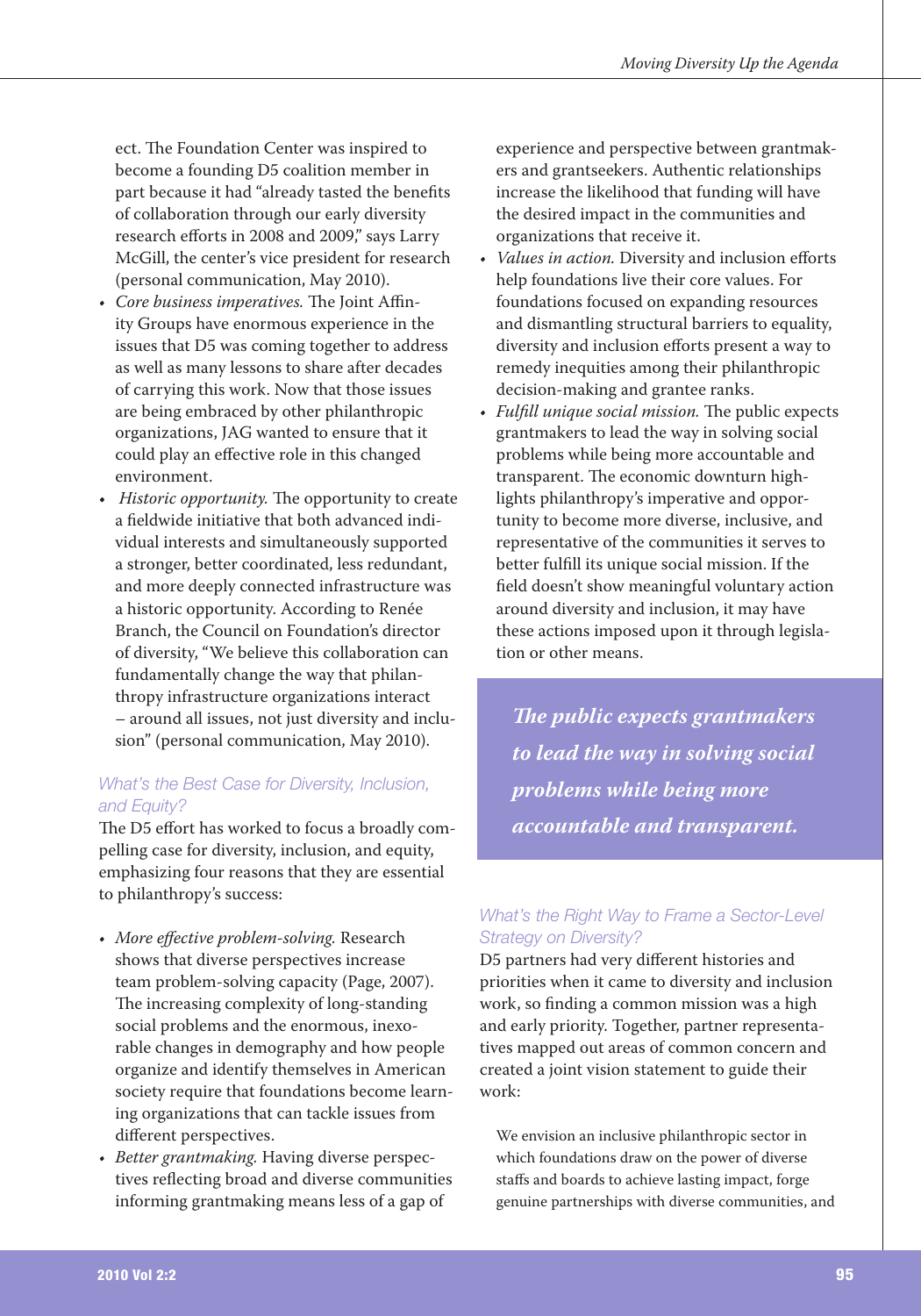ect. The Foundation Center was inspired to become a founding D5 coalition member in part because it had "already tasted the benefits of collaboration through our early diversity research efforts in 2008 and 2009," says Larry McGill, the center's vice president for research (personal communication, May 2010).

- *Core business imperatives.* The Joint Affinity Groups have enormous experience in the issues that D5 was coming together to address as well as many lessons to share after decades of carrying this work. Now that those issues are being embraced by other philanthropic organizations, JAG wanted to ensure that it could play an effective role in this changed environment.
- *Historic opportunity.* The opportunity to create a fieldwide initiative that both advanced individual interests and simultaneously supported a stronger, better coordinated, less redundant, and more deeply connected infrastructure was a historic opportunity. According to Renée Branch, the Council on Foundation's director of diversity, "We believe this collaboration can fundamentally change the way that philanthropy infrastructure organizations interact – around all issues, not just diversity and inclusion" (personal communication, May 2010).

### *What's the Best Case for Diversity, Inclusion, and Equity?*

The D5 effort has worked to focus a broadly compelling case for diversity, inclusion, and equity, emphasizing four reasons that they are essential to philanthropy's success:

- *More effective problem-solving.* Research shows that diverse perspectives increase team problem-solving capacity (Page, 2007). The increasing complexity of long-standing social problems and the enormous, inexorable changes in demography and how people organize and identify themselves in American society require that foundations become learning organizations that can tackle issues from different perspectives.
- *Better grantmaking.* Having diverse perspectives reflecting broad and diverse communities informing grantmaking means less of a gap of experience and perspective between grantmakers and grantseekers. Authentic relationships increase the likelihood that funding will have the desired impact in the communities and organizations that receive it.
- *Values in action.* Diversity and inclusion efforts help foundations live their core values. For foundations focused on expanding resources and dismantling structural barriers to equality, diversity and inclusion efforts present a way to remedy inequities among their philanthropic decision-making and grantee ranks.
- *Fulfill unique social mission.* The public expects grantmakers to lead the way in solving social problems while being more accountable and transparent. The economic downturn highlights philanthropy's imperative and opportunity to become more diverse, inclusive, and representative of the communities it serves to better fulfill its unique social mission. If the field doesn't show meaningful voluntary action around diversity and inclusion, it may have these actions imposed upon it through legislation or other means.

> ***The public expects grantmakers to lead the way in solving social problems while being more accountable and transparent.***

### *What's the Right Way to Frame a Sector-Level Strategy on Diversity?*

D5 partners had very different histories and priorities when it came to diversity and inclusion work, so finding a common mission was a high and early priority. Together, partner representatives mapped out areas of common concern and created a joint vision statement to guide their work:

> We envision an inclusive philanthropic sector in which foundations draw on the power of diverse staffs and boards to achieve lasting impact, forge genuine partnerships with diverse communities, and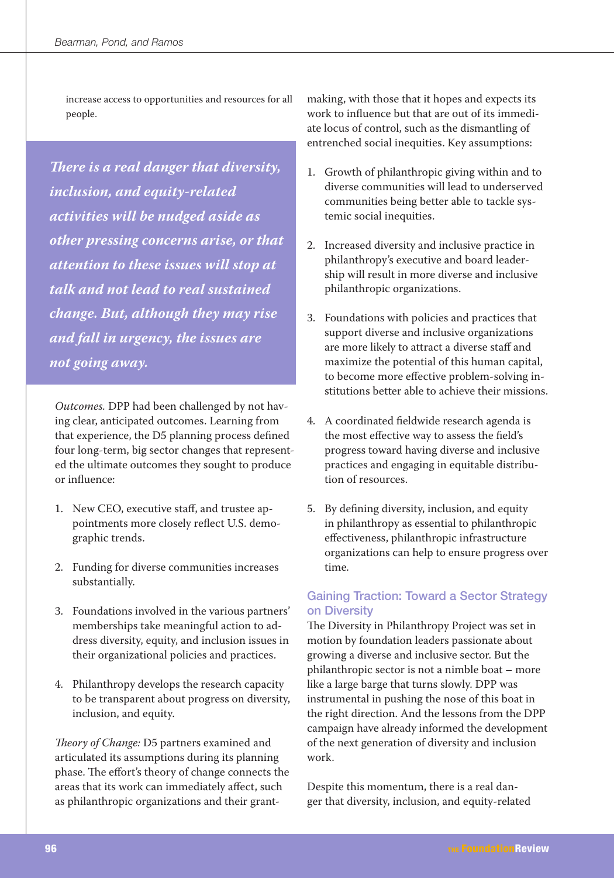increase access to opportunities and resources for all people.

> *There is a real danger that diversity, inclusion, and equity-related activities will be nudged aside as other pressing concerns arise, or that attention to these issues will stop at talk and not lead to real sustained change. But, although they may rise and fall in urgency, the issues are not going away.*

*Outcomes.* DPP had been challenged by not having clear, anticipated outcomes. Learning from that experience, the D5 planning process defined four long-term, big sector changes that represented the ultimate outcomes they sought to produce or influence:

1. New CEO, executive staff, and trustee appointments more closely reflect U.S. demographic trends.
2. Funding for diverse communities increases substantially.
3. Foundations involved in the various partners' memberships take meaningful action to address diversity, equity, and inclusion issues in their organizational policies and practices.
4. Philanthropy develops the research capacity to be transparent about progress on diversity, inclusion, and equity.

*Theory of Change:* D5 partners examined and articulated its assumptions during its planning phase. The effort's theory of change connects the areas that its work can immediately affect, such as philanthropic organizations and their grantmaking, with those that it hopes and expects its work to influence but that are out of its immediate locus of control, such as the dismantling of entrenched social inequities. Key assumptions:

1. Growth of philanthropic giving within and to diverse communities will lead to underserved communities being better able to tackle systemic social inequities.
2. Increased diversity and inclusive practice in philanthropy's executive and board leadership will result in more diverse and inclusive philanthropic organizations.
3. Foundations with policies and practices that support diverse and inclusive organizations are more likely to attract a diverse staff and maximize the potential of this human capital, to become more effective problem-solving institutions better able to achieve their missions.
4. A coordinated fieldwide research agenda is the most effective way to assess the field's progress toward having diverse and inclusive practices and engaging in equitable distribution of resources.
5. By defining diversity, inclusion, and equity in philanthropy as essential to philanthropic effectiveness, philanthropic infrastructure organizations can help to ensure progress over time.

## Gaining Traction: Toward a Sector Strategy on Diversity

The Diversity in Philanthropy Project was set in motion by foundation leaders passionate about growing a diverse and inclusive sector. But the philanthropic sector is not a nimble boat – more like a large barge that turns slowly. DPP was instrumental in pushing the nose of this boat in the right direction. And the lessons from the DPP campaign have already informed the development of the next generation of diversity and inclusion work.

Despite this momentum, there is a real danger that diversity, inclusion, and equity-related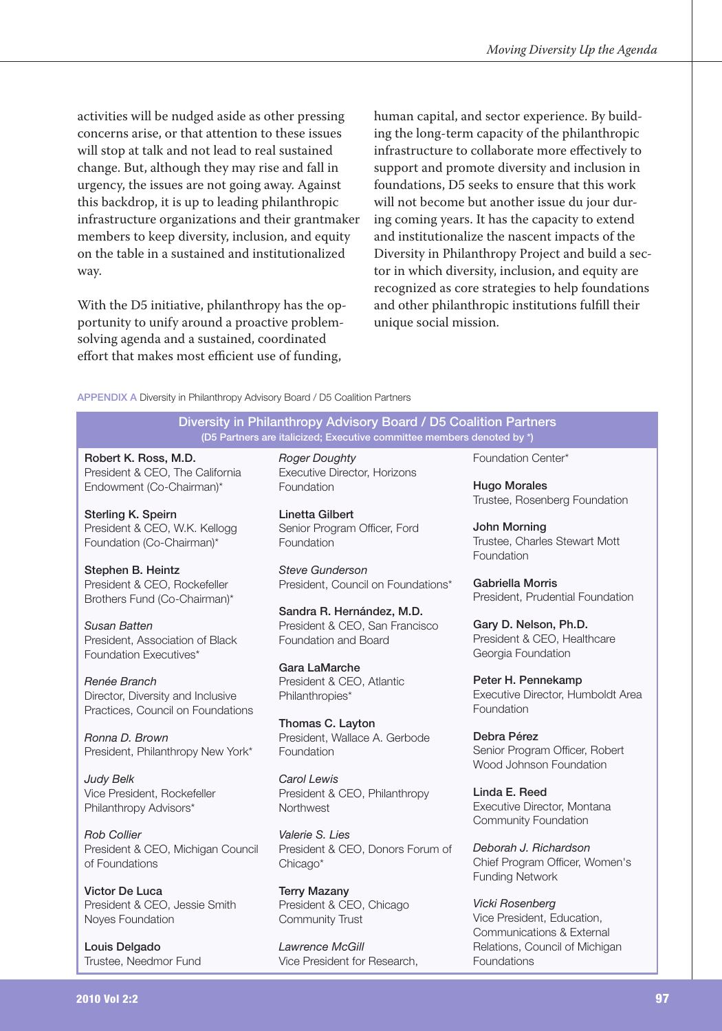activities will be nudged aside as other pressing concerns arise, or that attention to these issues will stop at talk and not lead to real sustained change. But, although they may rise and fall in urgency, the issues are not going away. Against this backdrop, it is up to leading philanthropic infrastructure organizations and their grantmaker members to keep diversity, inclusion, and equity on the table in a sustained and institutionalized way.

With the D5 initiative, philanthropy has the opportunity to unify around a proactive problem-solving agenda and a sustained, coordinated effort that makes most efficient use of funding, human capital, and sector experience. By building the long-term capacity of the philanthropic infrastructure to collaborate more effectively to support and promote diversity and inclusion in foundations, D5 seeks to ensure that this work will not become but another issue du jour during coming years. It has the capacity to extend and institutionalize the nascent impacts of the Diversity in Philanthropy Project and build a sector in which diversity, inclusion, and equity are recognized as core strategies to help foundations and other philanthropic institutions fulfill their unique social mission.

**APPENDIX A** Diversity in Philanthropy Advisory Board / D5 Coalition Partners

## Diversity in Philanthropy Advisory Board / D5 Coalition Partners

(D5 Partners are italicized; Executive committee members denoted by *)

**Robert K. Ross, M.D.**
President & CEO, The California Endowment (Co-Chairman)*

**Sterling K. Speirn**
President & CEO, W.K. Kellogg Foundation (Co-Chairman)*

**Stephen B. Heintz**
President & CEO, Rockefeller Brothers Fund (Co-Chairman)*

*Susan Batten*
President, Association of Black Foundation Executives*

*Renée Branch*
Director, Diversity and Inclusive Practices, Council on Foundations

*Ronna D. Brown*
President, Philanthropy New York*

*Judy Belk*
Vice President, Rockefeller Philanthropy Advisors*

*Rob Collier*
President & CEO, Michigan Council of Foundations

**Victor De Luca**
President & CEO, Jessie Smith Noyes Foundation

**Louis Delgado**
Trustee, Needmor Fund

*Roger Doughty*
Executive Director, Horizons Foundation

**Linetta Gilbert**
Senior Program Officer, Ford Foundation

*Steve Gunderson*
President, Council on Foundations*

**Sandra R. Hernández, M.D.**
President & CEO, San Francisco Foundation and Board

**Gara LaMarche**
President & CEO, Atlantic Philanthropies*

**Thomas C. Layton**
President, Wallace A. Gerbode Foundation

*Carol Lewis*
President & CEO, Philanthropy Northwest

*Valerie S. Lies*
President & CEO, Donors Forum of Chicago*

**Terry Mazany**
President & CEO, Chicago Community Trust

*Lawrence McGill*
Vice President for Research, Foundation Center*

**Hugo Morales**
Trustee, Rosenberg Foundation

**John Morning**
Trustee, Charles Stewart Mott Foundation

**Gabriella Morris**
President, Prudential Foundation

**Gary D. Nelson, Ph.D.**
President & CEO, Healthcare Georgia Foundation

**Peter H. Pennekamp**
Executive Director, Humboldt Area Foundation

**Debra Pérez**
Senior Program Officer, Robert Wood Johnson Foundation

**Linda E. Reed**
Executive Director, Montana Community Foundation

*Deborah J. Richardson*
Chief Program Officer, Women's Funding Network

*Vicki Rosenberg*
Vice President, Education, Communications & External Relations, Council of Michigan Foundations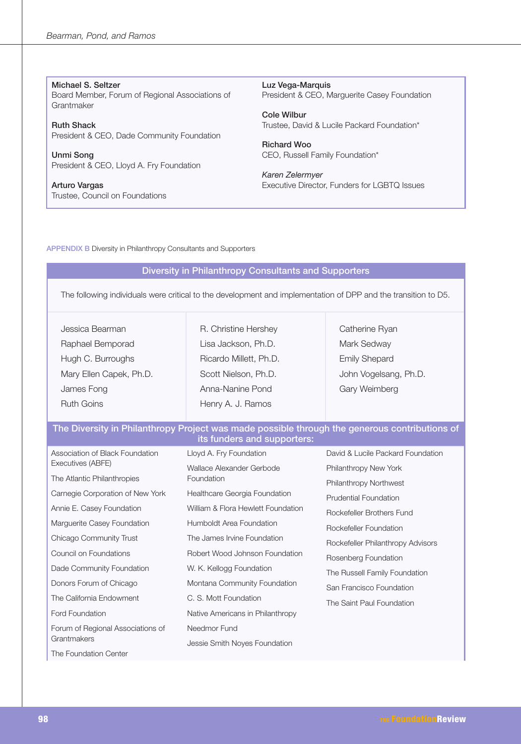**Michael S. Seltzer**
Board Member, Forum of Regional Associations of Grantmaker

**Ruth Shack**
President & CEO, Dade Community Foundation

**Unmi Song**
President & CEO, Lloyd A. Fry Foundation

**Arturo Vargas**
Trustee, Council on Foundations

**Luz Vega-Marquis**
President & CEO, Marguerite Casey Foundation

**Cole Wilbur**
Trustee, David & Lucile Packard Foundation*

**Richard Woo**
CEO, Russell Family Foundation*

***Karen Zelermyer***
Executive Director, Funders for LGBTQ Issues

**APPENDIX B** Diversity in Philanthropy Consultants and Supporters

## Diversity in Philanthropy Consultants and Supporters

The following individuals were critical to the development and implementation of DPP and the transition to D5.

| | | |
|---|---|---|
| Jessica Bearman | R. Christine Hershey | Catherine Ryan |
| Raphael Bemporad | Lisa Jackson, Ph.D. | Mark Sedway |
| Hugh C. Burroughs | Ricardo Millett, Ph.D. | Emily Shepard |
| Mary Ellen Capek, Ph.D. | Scott Nielson, Ph.D. | John Vogelsang, Ph.D. |
| James Fong | Anna-Nanine Pond | Gary Weimberg |
| Ruth Goins | Henry A. J. Ramos | |

## The Diversity in Philanthropy Project was made possible through the generous contributions of its funders and supporters:

| | | |
|---|---|---|
| Association of Black Foundation Executives (ABFE) | Lloyd A. Fry Foundation | David & Lucile Packard Foundation |
| The Atlantic Philanthropies | Wallace Alexander Gerbode Foundation | Philanthropy New York |
| Carnegie Corporation of New York | Healthcare Georgia Foundation | Philanthropy Northwest |
| Annie E. Casey Foundation | William & Flora Hewlett Foundation | Prudential Foundation |
| Marguerite Casey Foundation | Humboldt Area Foundation | Rockefeller Brothers Fund |
| Chicago Community Trust | The James Irvine Foundation | Rockefeller Foundation |
| Council on Foundations | Robert Wood Johnson Foundation | Rockefeller Philanthropy Advisors |
| Dade Community Foundation | W. K. Kellogg Foundation | Rosenberg Foundation |
| Donors Forum of Chicago | Montana Community Foundation | The Russell Family Foundation |
| The California Endowment | C. S. Mott Foundation | San Francisco Foundation |
| Ford Foundation | Native Americans in Philanthropy | The Saint Paul Foundation |
| Forum of Regional Associations of Grantmakers | Needmor Fund | |
| The Foundation Center | Jessie Smith Noyes Foundation | |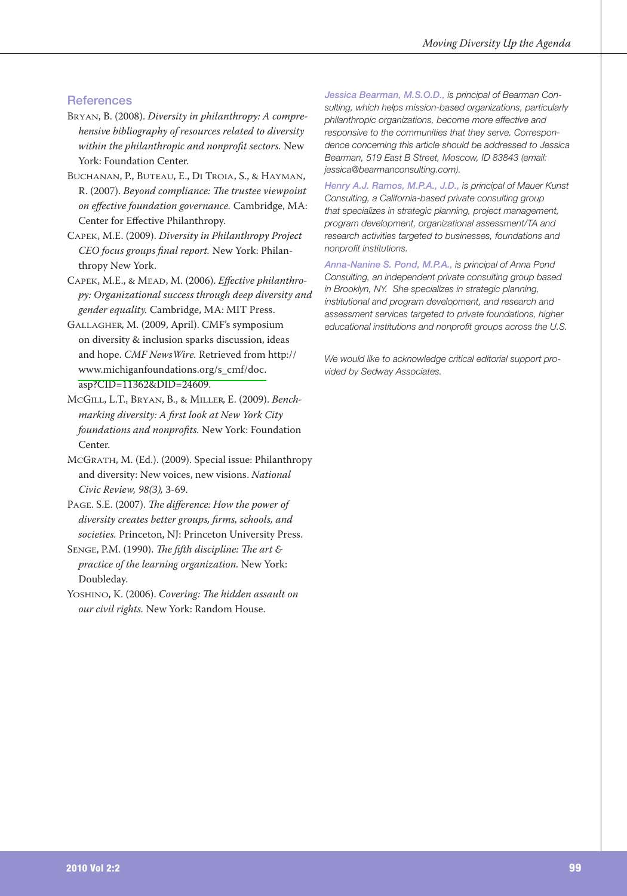## References

Bryan, B. (2008). *Diversity in philanthropy: A comprehensive bibliography of resources related to diversity within the philanthropic and nonprofit sectors.* New York: Foundation Center.

Buchanan, P., Buteau, E., Di Troia, S., & Hayman, R. (2007). *Beyond compliance: The trustee viewpoint on effective foundation governance.* Cambridge, MA: Center for Effective Philanthropy.

Capek, M.E. (2009). *Diversity in Philanthropy Project CEO focus groups final report.* New York: Philanthropy New York.

Capek, M.E., & Mead, M. (2006). *Effective philanthropy: Organizational success through deep diversity and gender equality.* Cambridge, MA: MIT Press.

Gallagher, M. (2009, April). CMF's symposium on diversity & inclusion sparks discussion, ideas and hope. *CMF NewsWire.* Retrieved from http://www.michiganfoundations.org/s_cmf/doc.asp?CID=11362&DID=24609.

McGill, L.T., Bryan, B., & Miller, E. (2009). *Benchmarking diversity: A first look at New York City foundations and nonprofits.* New York: Foundation Center.

McGrath, M. (Ed.). (2009). Special issue: Philanthropy and diversity: New voices, new visions. *National Civic Review, 98(3),* 3-69.

Page. S.E. (2007). *The difference: How the power of diversity creates better groups, firms, schools, and societies.* Princeton, NJ: Princeton University Press.

Senge, P.M. (1990). *The fifth discipline: The art & practice of the learning organization.* New York: Doubleday.

Yoshino, K. (2006). *Covering: The hidden assault on our civil rights.* New York: Random House.

***Jessica Bearman, M.S.O.D.,*** *is principal of Bearman Consulting, which helps mission-based organizations, particularly philanthropic organizations, become more effective and responsive to the communities that they serve. Correspondence concerning this article should be addressed to Jessica Bearman, 519 East B Street, Moscow, ID 83843 (email: jessica@bearmanconsulting.com).*

***Henry A.J. Ramos, M.P.A., J.D.,*** *is principal of Mauer Kunst Consulting, a California-based private consulting group that specializes in strategic planning, project management, program development, organizational assessment/TA and research activities targeted to businesses, foundations and nonprofit institutions.*

***Anna-Nanine S. Pond, M.P.A.,*** *is principal of Anna Pond Consulting, an independent private consulting group based in Brooklyn, NY. She specializes in strategic planning, institutional and program development, and research and assessment services targeted to private foundations, higher educational institutions and nonprofit groups across the U.S.*

*We would like to acknowledge critical editorial support provided by Sedway Associates.*